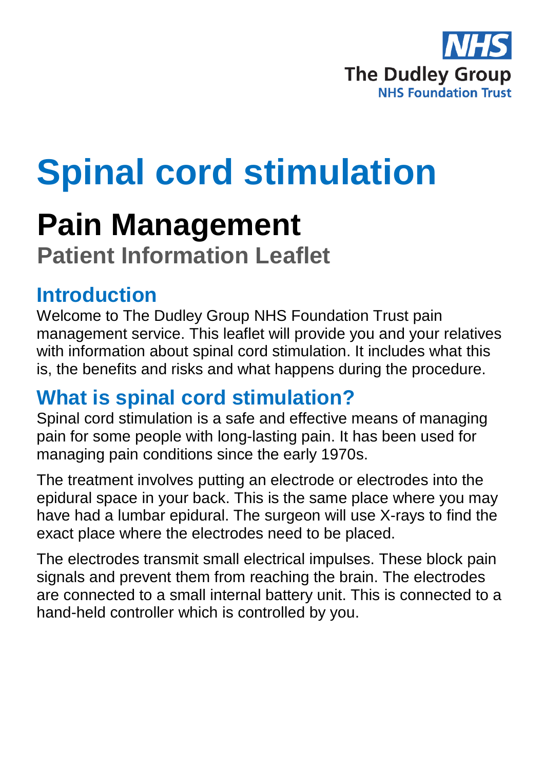NHS
The Dudley Group
NHS Foundation Trust

# Spinal cord stimulation

## Pain Management

### Patient Information Leaflet

## Introduction

Welcome to The Dudley Group NHS Foundation Trust pain management service. This leaflet will provide you and your relatives with information about spinal cord stimulation. It includes what this is, the benefits and risks and what happens during the procedure.

## What is spinal cord stimulation?

Spinal cord stimulation is a safe and effective means of managing pain for some people with long-lasting pain. It has been used for managing pain conditions since the early 1970s.

The treatment involves putting an electrode or electrodes into the epidural space in your back. This is the same place where you may have had a lumbar epidural. The surgeon will use X-rays to find the exact place where the electrodes need to be placed.

The electrodes transmit small electrical impulses. These block pain signals and prevent them from reaching the brain. The electrodes are connected to a small internal battery unit. This is connected to a hand-held controller which is controlled by you.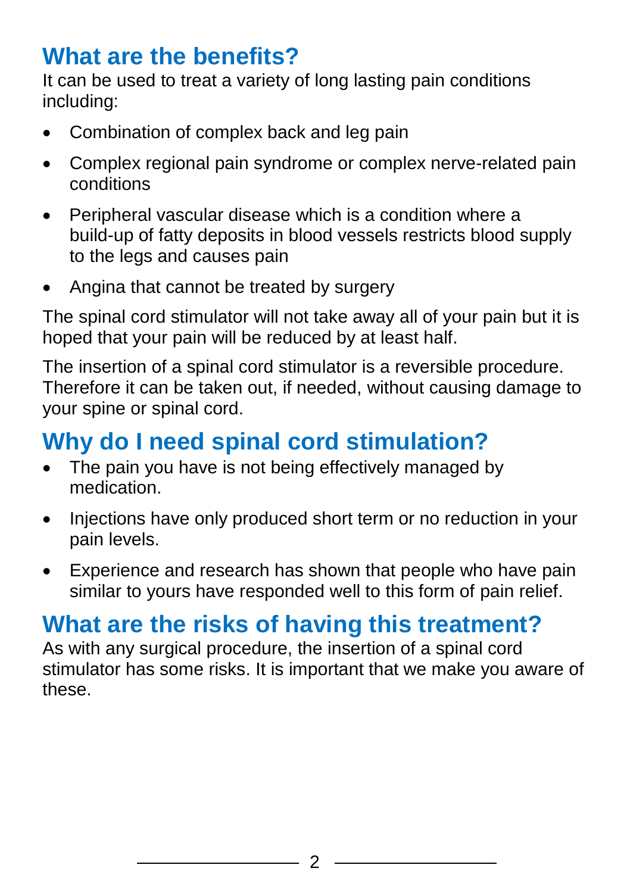## What are the benefits?

It can be used to treat a variety of long lasting pain conditions including:

- Combination of complex back and leg pain
- Complex regional pain syndrome or complex nerve-related pain conditions
- Peripheral vascular disease which is a condition where a build-up of fatty deposits in blood vessels restricts blood supply to the legs and causes pain
- Angina that cannot be treated by surgery

The spinal cord stimulator will not take away all of your pain but it is hoped that your pain will be reduced by at least half.

The insertion of a spinal cord stimulator is a reversible procedure. Therefore it can be taken out, if needed, without causing damage to your spine or spinal cord.

## Why do I need spinal cord stimulation?

- The pain you have is not being effectively managed by medication.
- Injections have only produced short term or no reduction in your pain levels.
- Experience and research has shown that people who have pain similar to yours have responded well to this form of pain relief.

## What are the risks of having this treatment?

As with any surgical procedure, the insertion of a spinal cord stimulator has some risks. It is important that we make you aware of these.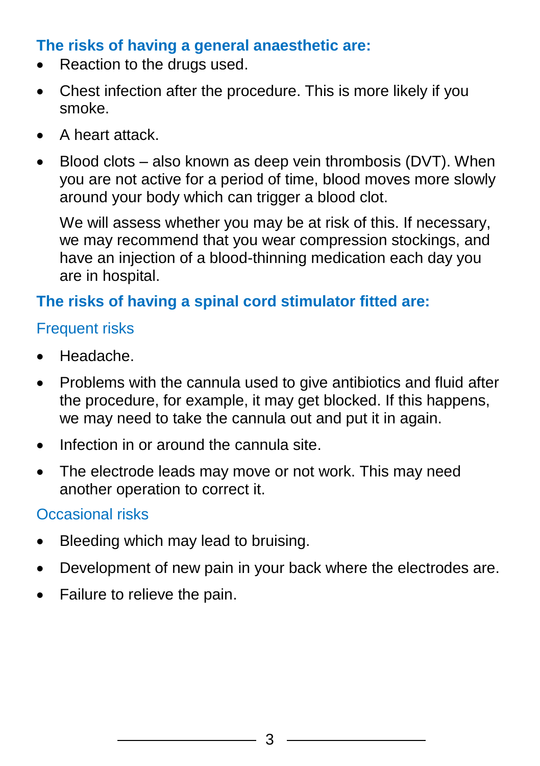### The risks of having a general anaesthetic are:

- Reaction to the drugs used.
- Chest infection after the procedure. This is more likely if you smoke.
- A heart attack.
- Blood clots – also known as deep vein thrombosis (DVT). When you are not active for a period of time, blood moves more slowly around your body which can trigger a blood clot.

  We will assess whether you may be at risk of this. If necessary, we may recommend that you wear compression stockings, and have an injection of a blood-thinning medication each day you are in hospital.

### The risks of having a spinal cord stimulator fitted are:

#### Frequent risks

- Headache.
- Problems with the cannula used to give antibiotics and fluid after the procedure, for example, it may get blocked. If this happens, we may need to take the cannula out and put it in again.
- Infection in or around the cannula site.
- The electrode leads may move or not work. This may need another operation to correct it.

#### Occasional risks

- Bleeding which may lead to bruising.
- Development of new pain in your back where the electrodes are.
- Failure to relieve the pain.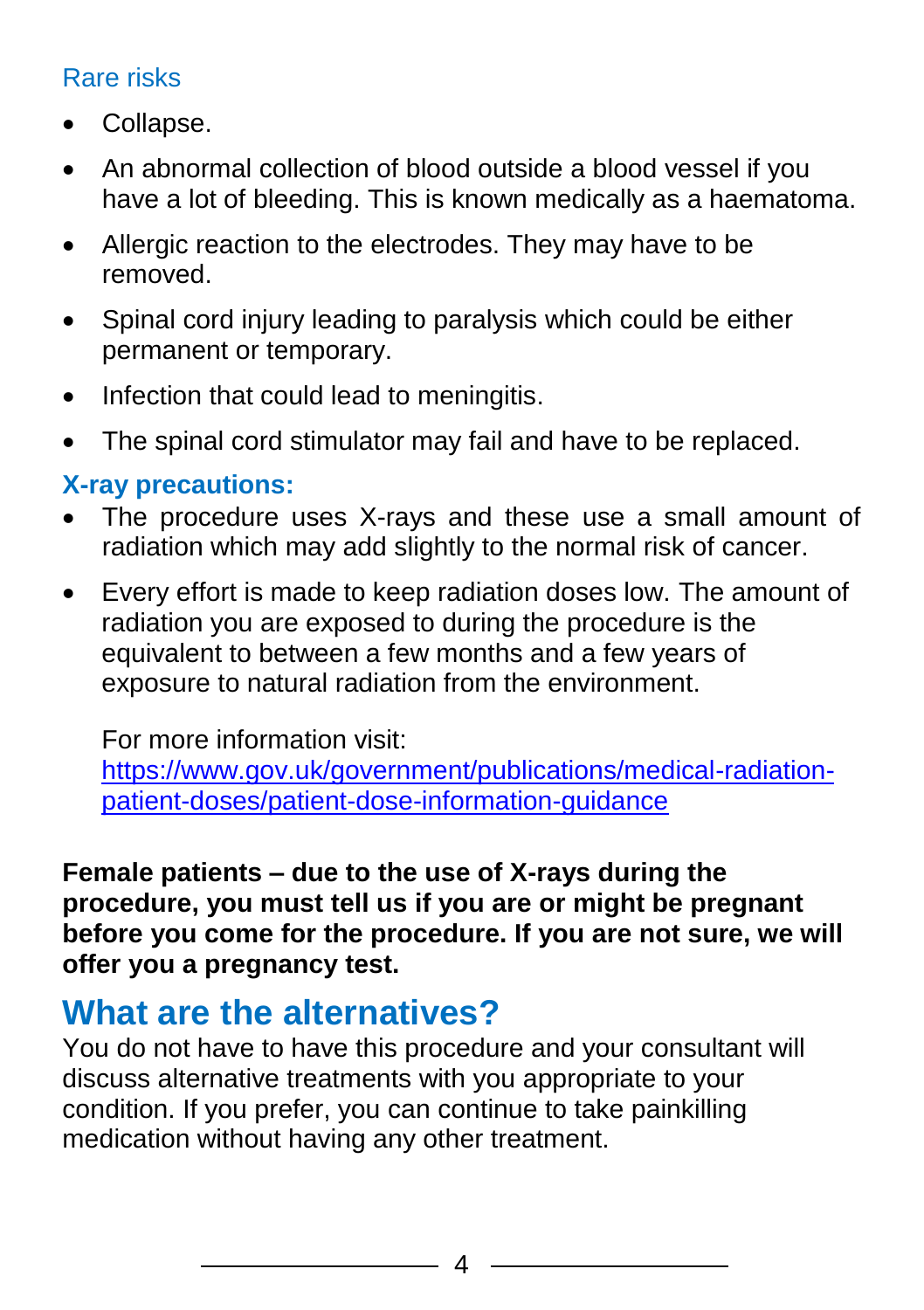### Rare risks

- Collapse.
- An abnormal collection of blood outside a blood vessel if you have a lot of bleeding. This is known medically as a haematoma.
- Allergic reaction to the electrodes. They may have to be removed.
- Spinal cord injury leading to paralysis which could be either permanent or temporary.
- Infection that could lead to meningitis.
- The spinal cord stimulator may fail and have to be replaced.

### X-ray precautions:

- The procedure uses X-rays and these use a small amount of radiation which may add slightly to the normal risk of cancer.
- Every effort is made to keep radiation doses low. The amount of radiation you are exposed to during the procedure is the equivalent to between a few months and a few years of exposure to natural radiation from the environment.

  For more information visit: [https://www.gov.uk/government/publications/medical-radiation-patient-doses/patient-dose-information-guidance](https://www.gov.uk/government/publications/medical-radiation-patient-doses/patient-dose-information-guidance)

**Female patients – due to the use of X-rays during the procedure, you must tell us if you are or might be pregnant before you come for the procedure. If you are not sure, we will offer you a pregnancy test.**

## What are the alternatives?

You do not have to have this procedure and your consultant will discuss alternative treatments with you appropriate to your condition. If you prefer, you can continue to take painkilling medication without having any other treatment.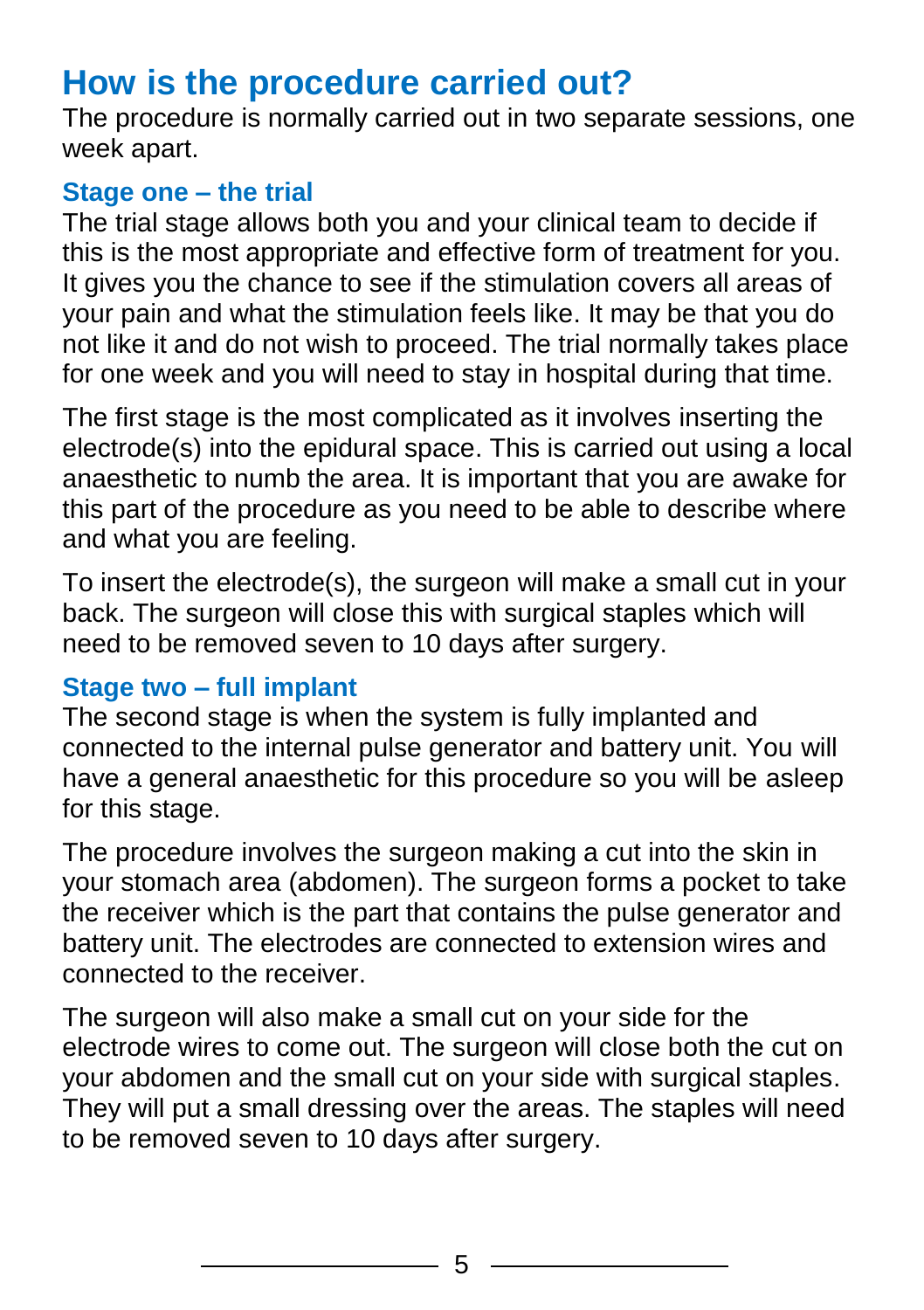## How is the procedure carried out?

The procedure is normally carried out in two separate sessions, one week apart.

### Stage one – the trial

The trial stage allows both you and your clinical team to decide if this is the most appropriate and effective form of treatment for you. It gives you the chance to see if the stimulation covers all areas of your pain and what the stimulation feels like. It may be that you do not like it and do not wish to proceed. The trial normally takes place for one week and you will need to stay in hospital during that time.

The first stage is the most complicated as it involves inserting the electrode(s) into the epidural space. This is carried out using a local anaesthetic to numb the area. It is important that you are awake for this part of the procedure as you need to be able to describe where and what you are feeling.

To insert the electrode(s), the surgeon will make a small cut in your back. The surgeon will close this with surgical staples which will need to be removed seven to 10 days after surgery.

### Stage two – full implant

The second stage is when the system is fully implanted and connected to the internal pulse generator and battery unit. You will have a general anaesthetic for this procedure so you will be asleep for this stage.

The procedure involves the surgeon making a cut into the skin in your stomach area (abdomen). The surgeon forms a pocket to take the receiver which is the part that contains the pulse generator and battery unit. The electrodes are connected to extension wires and connected to the receiver.

The surgeon will also make a small cut on your side for the electrode wires to come out. The surgeon will close both the cut on your abdomen and the small cut on your side with surgical staples. They will put a small dressing over the areas. The staples will need to be removed seven to 10 days after surgery.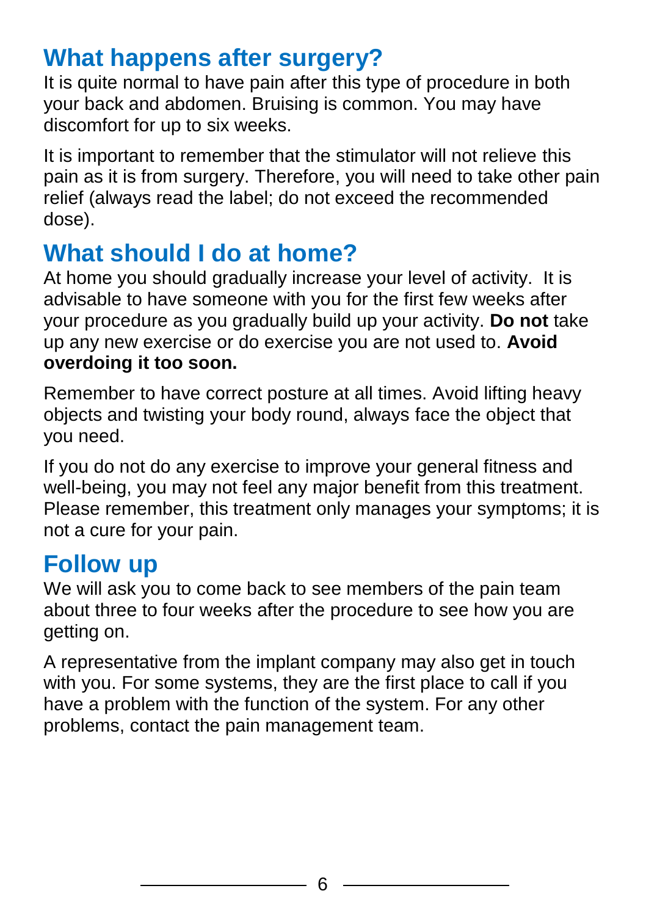## What happens after surgery?

It is quite normal to have pain after this type of procedure in both your back and abdomen. Bruising is common. You may have discomfort for up to six weeks.

It is important to remember that the stimulator will not relieve this pain as it is from surgery. Therefore, you will need to take other pain relief (always read the label; do not exceed the recommended dose).

## What should I do at home?

At home you should gradually increase your level of activity. It is advisable to have someone with you for the first few weeks after your procedure as you gradually build up your activity. **Do not** take up any new exercise or do exercise you are not used to. **Avoid overdoing it too soon.**

Remember to have correct posture at all times. Avoid lifting heavy objects and twisting your body round, always face the object that you need.

If you do not do any exercise to improve your general fitness and well-being, you may not feel any major benefit from this treatment. Please remember, this treatment only manages your symptoms; it is not a cure for your pain.

## Follow up

We will ask you to come back to see members of the pain team about three to four weeks after the procedure to see how you are getting on.

A representative from the implant company may also get in touch with you. For some systems, they are the first place to call if you have a problem with the function of the system. For any other problems, contact the pain management team.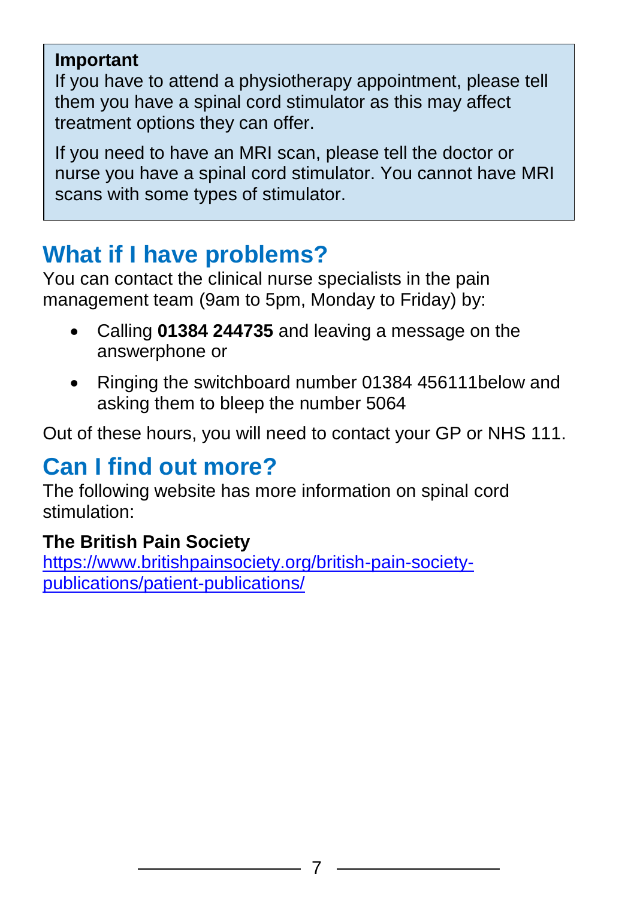**Important**

If you have to attend a physiotherapy appointment, please tell them you have a spinal cord stimulator as this may affect treatment options they can offer.

If you need to have an MRI scan, please tell the doctor or nurse you have a spinal cord stimulator. You cannot have MRI scans with some types of stimulator.

## What if I have problems?

You can contact the clinical nurse specialists in the pain management team (9am to 5pm, Monday to Friday) by:

- Calling **01384 244735** and leaving a message on the answerphone or
- Ringing the switchboard number 01384 456111below and asking them to bleep the number 5064

Out of these hours, you will need to contact your GP or NHS 111.

## Can I find out more?

The following website has more information on spinal cord stimulation:

**The British Pain Society**
https://www.britishpainsociety.org/british-pain-society-publications/patient-publications/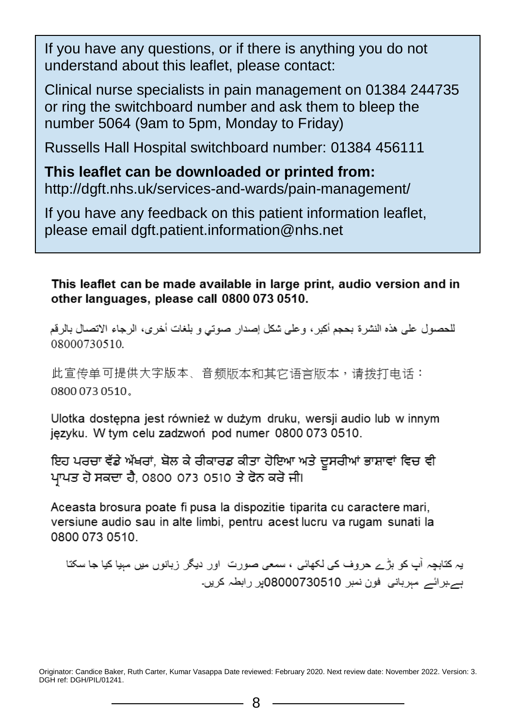If you have any questions, or if there is anything you do not understand about this leaflet, please contact:

Clinical nurse specialists in pain management on 01384 244735 or ring the switchboard number and ask them to bleep the number 5064 (9am to 5pm, Monday to Friday)

Russells Hall Hospital switchboard number: 01384 456111

**This leaflet can be downloaded or printed from:**
http://dgft.nhs.uk/services-and-wards/pain-management/

If you have any feedback on this patient information leaflet, please email dgft.patient.information@nhs.net

**This leaflet can be made available in large print, audio version and in other languages, please call 0800 073 0510.**

للحصول على هذه النشرة بحجم أكبر، وعلى شكل إصدار صوتي و بلغات أخرى، الرجاء الاتصال بالرقم 08000730510.

此宣传单可提供大字版本、音频版本和其它语言版本，请拨打电话：0800 073 0510。

Ulotka dostępna jest również w dużym druku, wersji audio lub w innym języku. W tym celu zadzwoń pod numer 0800 073 0510.

ਇਹ ਪਰਚਾ ਵੱਡੇ ਅੱਖਰਾਂ, ਬੋਲ ਕੇ ਰੀਕਾਰਡ ਕੀਤਾ ਹੋਇਆ ਅਤੇ ਦੂਸਰੀਆਂ ਭਾਸ਼ਾਵਾਂ ਵਿਚ ਵੀ ਪ੍ਰਾਪਤ ਹੋ ਸਕਦਾ ਹੈ, 0800 073 0510 ਤੇ ਫੋਨ ਕਰੋ ਜੀ।

Aceasta brosura poate fi pusa la dispozitie tiparita cu caractere mari, versiune audio sau in alte limbi, pentru acest lucru va rugam sunati la 0800 073 0510.

یہ کتابچہ آپ کو بڑے حروف کی لکھائی ، سمعی صورت اور دیگر زبانوں میں مہیا کیا جا سکتا ہے۔برائے مہربانی فون نمبر 08000730510پر رابطہ کریں۔

Originator: Candice Baker, Ruth Carter, Kumar Vasappa Date reviewed: February 2020. Next review date: November 2022. Version: 3. DGH ref: DGH/PIL/01241.